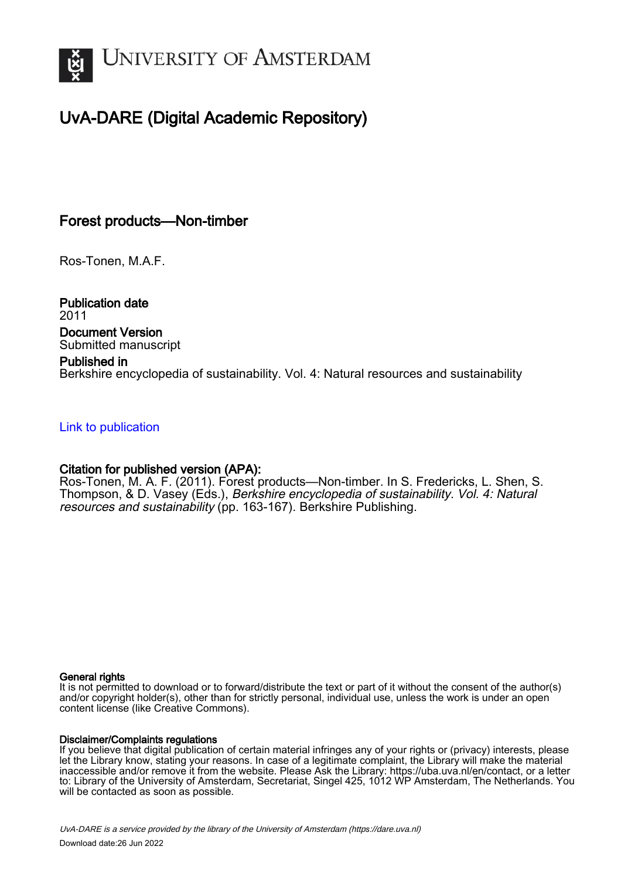# UNIVERSITY OF AMSTERDAM

## UvA-DARE (Digital Academic Repository)

### Forest products—Non-timber

Ros-Tonen, M.A.F.

**Publication date**
2011

**Document Version**
Submitted manuscript

**Published in**
Berkshire encyclopedia of sustainability. Vol. 4: Natural resources and sustainability

Link to publication

**Citation for published version (APA):**
Ros-Tonen, M. A. F. (2011). Forest products—Non-timber. In S. Fredericks, L. Shen, S. Thompson, & D. Vasey (Eds.), *Berkshire encyclopedia of sustainability. Vol. 4: Natural resources and sustainability* (pp. 163-167). Berkshire Publishing.

**General rights**
It is not permitted to download or to forward/distribute the text or part of it without the consent of the author(s) and/or copyright holder(s), other than for strictly personal, individual use, unless the work is under an open content license (like Creative Commons).

**Disclaimer/Complaints regulations**
If you believe that digital publication of certain material infringes any of your rights or (privacy) interests, please let the Library know, stating your reasons. In case of a legitimate complaint, the Library will make the material inaccessible and/or remove it from the website. Please Ask the Library: https://uba.uva.nl/en/contact, or a letter to: Library of the University of Amsterdam, Secretariat, Singel 425, 1012 WP Amsterdam, The Netherlands. You will be contacted as soon as possible.

*UvA-DARE is a service provided by the library of the University of Amsterdam (https://dare.uva.nl)*
Download date:26 Jun 2022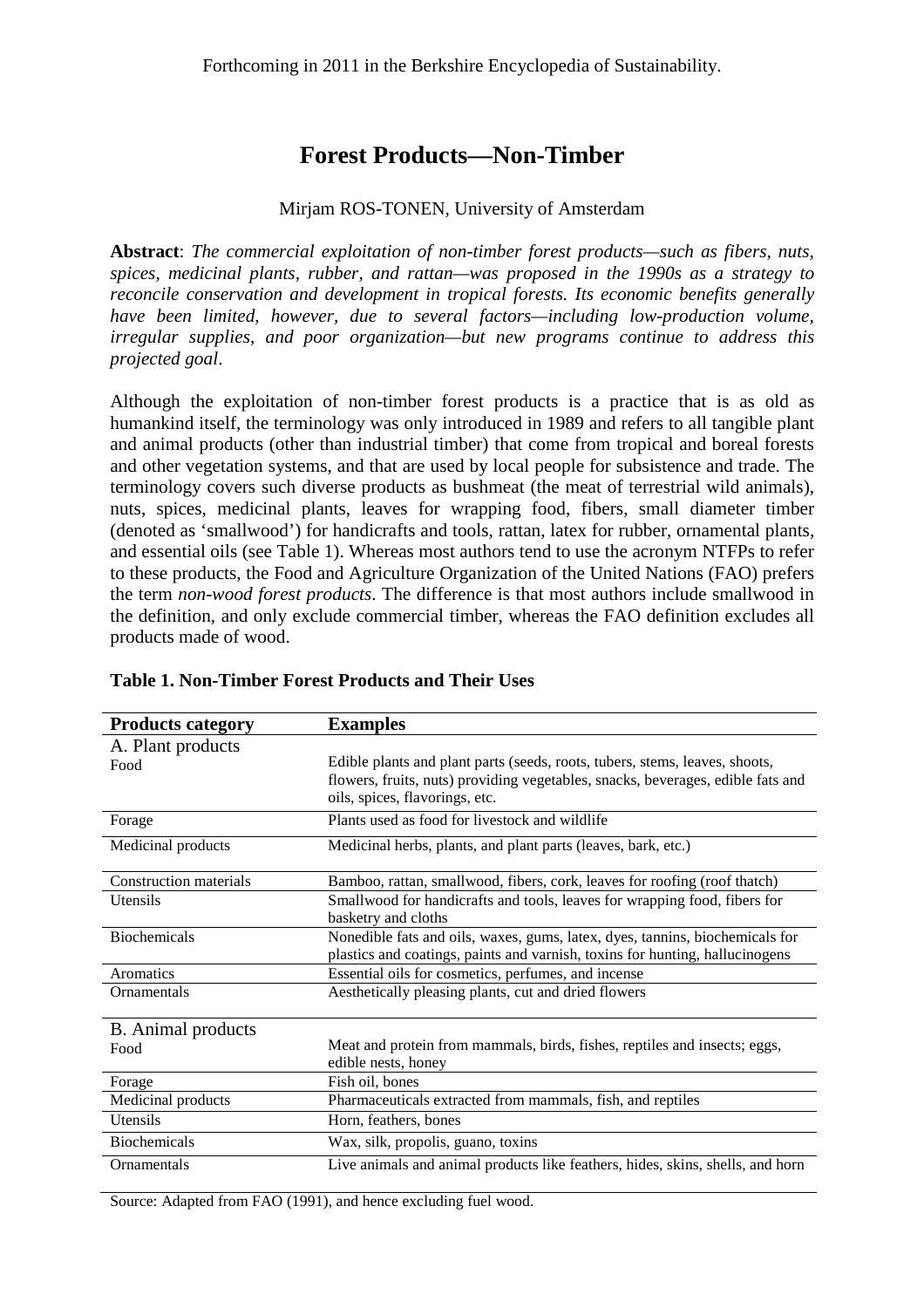Forthcoming in 2011 in the Berkshire Encyclopedia of Sustainability.

# Forest Products—Non-Timber

Mirjam ROS-TONEN, University of Amsterdam

**Abstract**: *The commercial exploitation of non-timber forest products—such as fibers, nuts, spices, medicinal plants, rubber, and rattan—was proposed in the 1990s as a strategy to reconcile conservation and development in tropical forests. Its economic benefits generally have been limited, however, due to several factors—including low-production volume, irregular supplies, and poor organization—but new programs continue to address this projected goal*.

Although the exploitation of non-timber forest products is a practice that is as old as humankind itself, the terminology was only introduced in 1989 and refers to all tangible plant and animal products (other than industrial timber) that come from tropical and boreal forests and other vegetation systems, and that are used by local people for subsistence and trade. The terminology covers such diverse products as bushmeat (the meat of terrestrial wild animals), nuts, spices, medicinal plants, leaves for wrapping food, fibers, small diameter timber (denoted as 'smallwood') for handicrafts and tools, rattan, latex for rubber, ornamental plants, and essential oils (see Table 1). Whereas most authors tend to use the acronym NTFPs to refer to these products, the Food and Agriculture Organization of the United Nations (FAO) prefers the term *non-wood forest products*. The difference is that most authors include smallwood in the definition, and only exclude commercial timber, whereas the FAO definition excludes all products made of wood.

**Table 1. Non-Timber Forest Products and Their Uses**

| Products category | Examples |
|---|---|
| A. Plant products | |
| Food | Edible plants and plant parts (seeds, roots, tubers, stems, leaves, shoots, flowers, fruits, nuts) providing vegetables, snacks, beverages, edible fats and oils, spices, flavorings, etc. |
| Forage | Plants used as food for livestock and wildlife |
| Medicinal products | Medicinal herbs, plants, and plant parts (leaves, bark, etc.) |
| Construction materials | Bamboo, rattan, smallwood, fibers, cork, leaves for roofing (roof thatch) |
| Utensils | Smallwood for handicrafts and tools, leaves for wrapping food, fibers for basketry and cloths |
| Biochemicals | Nonedible fats and oils, waxes, gums, latex, dyes, tannins, biochemicals for plastics and coatings, paints and varnish, toxins for hunting, hallucinogens |
| Aromatics | Essential oils for cosmetics, perfumes, and incense |
| Ornamentals | Aesthetically pleasing plants, cut and dried flowers |
| B. Animal products | |
| Food | Meat and protein from mammals, birds, fishes, reptiles and insects; eggs, edible nests, honey |
| Forage | Fish oil, bones |
| Medicinal products | Pharmaceuticals extracted from mammals, fish, and reptiles |
| Utensils | Horn, feathers, bones |
| Biochemicals | Wax, silk, propolis, guano, toxins |
| Ornamentals | Live animals and animal products like feathers, hides, skins, shells, and horn |

Source: Adapted from FAO (1991), and hence excluding fuel wood.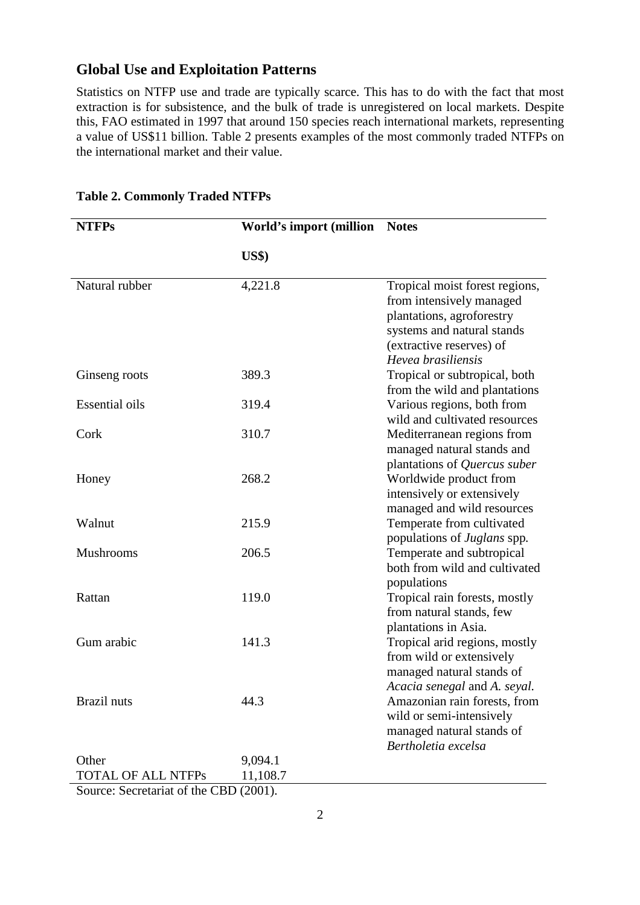## Global Use and Exploitation Patterns

Statistics on NTFP use and trade are typically scarce. This has to do with the fact that most extraction is for subsistence, and the bulk of trade is unregistered on local markets. Despite this, FAO estimated in 1997 that around 150 species reach international markets, representing a value of US$11 billion. Table 2 presents examples of the most commonly traded NTFPs on the international market and their value.

**Table 2. Commonly Traded NTFPs**

| NTFPs | World's import (million US$) | Notes |
| --- | --- | --- |
| Natural rubber | 4,221.8 | Tropical moist forest regions, from intensively managed plantations, agroforestry systems and natural stands (extractive reserves) of *Hevea brasiliensis* |
| Ginseng roots | 389.3 | Tropical or subtropical, both from the wild and plantations |
| Essential oils | 319.4 | Various regions, both from wild and cultivated resources |
| Cork | 310.7 | Mediterranean regions from managed natural stands and plantations of *Quercus suber* |
| Honey | 268.2 | Worldwide product from intensively or extensively managed and wild resources |
| Walnut | 215.9 | Temperate from cultivated populations of *Juglans* spp. |
| Mushrooms | 206.5 | Temperate and subtropical both from wild and cultivated populations |
| Rattan | 119.0 | Tropical rain forests, mostly from natural stands, few plantations in Asia. |
| Gum arabic | 141.3 | Tropical arid regions, mostly from wild or extensively managed natural stands of *Acacia senegal* and *A. seyal.* |
| Brazil nuts | 44.3 | Amazonian rain forests, from wild or semi-intensively managed natural stands of *Bertholetia excelsa* |
| Other | 9,094.1 | |
| TOTAL OF ALL NTFPs | 11,108.7 | |

Source: Secretariat of the CBD (2001).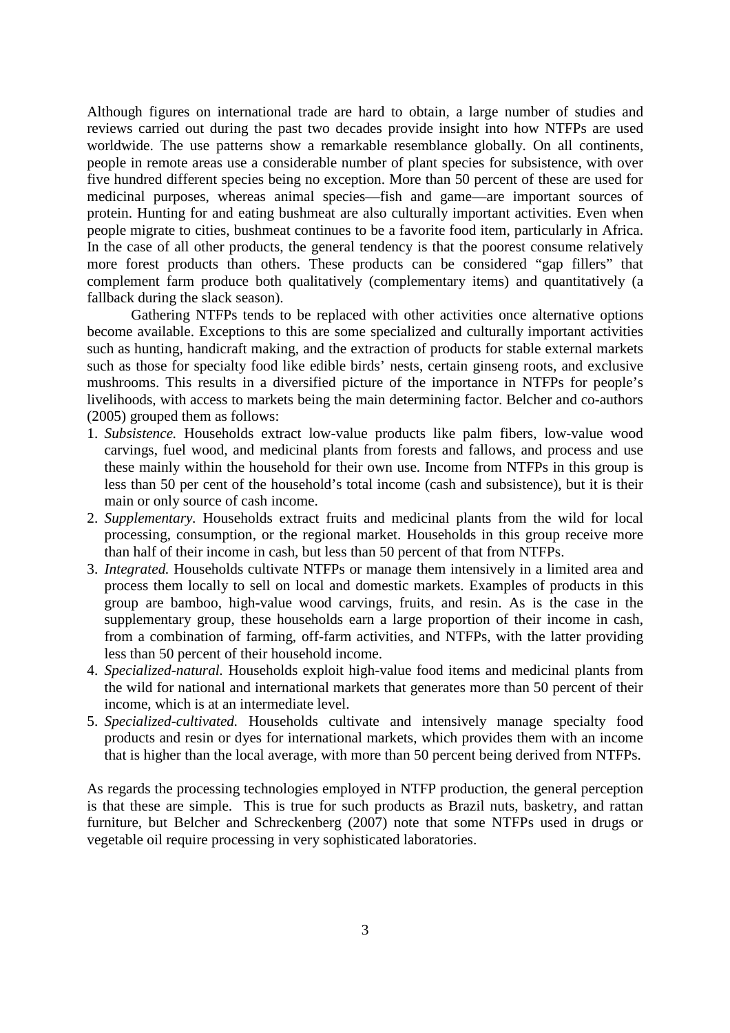Although figures on international trade are hard to obtain, a large number of studies and reviews carried out during the past two decades provide insight into how NTFPs are used worldwide. The use patterns show a remarkable resemblance globally. On all continents, people in remote areas use a considerable number of plant species for subsistence, with over five hundred different species being no exception. More than 50 percent of these are used for medicinal purposes, whereas animal species—fish and game—are important sources of protein. Hunting for and eating bushmeat are also culturally important activities. Even when people migrate to cities, bushmeat continues to be a favorite food item, particularly in Africa. In the case of all other products, the general tendency is that the poorest consume relatively more forest products than others. These products can be considered "gap fillers" that complement farm produce both qualitatively (complementary items) and quantitatively (a fallback during the slack season).

Gathering NTFPs tends to be replaced with other activities once alternative options become available. Exceptions to this are some specialized and culturally important activities such as hunting, handicraft making, and the extraction of products for stable external markets such as those for specialty food like edible birds' nests, certain ginseng roots, and exclusive mushrooms. This results in a diversified picture of the importance in NTFPs for people's livelihoods, with access to markets being the main determining factor. Belcher and co-authors (2005) grouped them as follows:

1. *Subsistence.* Households extract low-value products like palm fibers, low-value wood carvings, fuel wood, and medicinal plants from forests and fallows, and process and use these mainly within the household for their own use. Income from NTFPs in this group is less than 50 per cent of the household's total income (cash and subsistence), but it is their main or only source of cash income.
2. *Supplementary.* Households extract fruits and medicinal plants from the wild for local processing, consumption, or the regional market. Households in this group receive more than half of their income in cash, but less than 50 percent of that from NTFPs.
3. *Integrated.* Households cultivate NTFPs or manage them intensively in a limited area and process them locally to sell on local and domestic markets. Examples of products in this group are bamboo, high-value wood carvings, fruits, and resin. As is the case in the supplementary group, these households earn a large proportion of their income in cash, from a combination of farming, off-farm activities, and NTFPs, with the latter providing less than 50 percent of their household income.
4. *Specialized-natural.* Households exploit high-value food items and medicinal plants from the wild for national and international markets that generates more than 50 percent of their income, which is at an intermediate level.
5. *Specialized-cultivated.* Households cultivate and intensively manage specialty food products and resin or dyes for international markets, which provides them with an income that is higher than the local average, with more than 50 percent being derived from NTFPs.

As regards the processing technologies employed in NTFP production, the general perception is that these are simple. This is true for such products as Brazil nuts, basketry, and rattan furniture, but Belcher and Schreckenberg (2007) note that some NTFPs used in drugs or vegetable oil require processing in very sophisticated laboratories.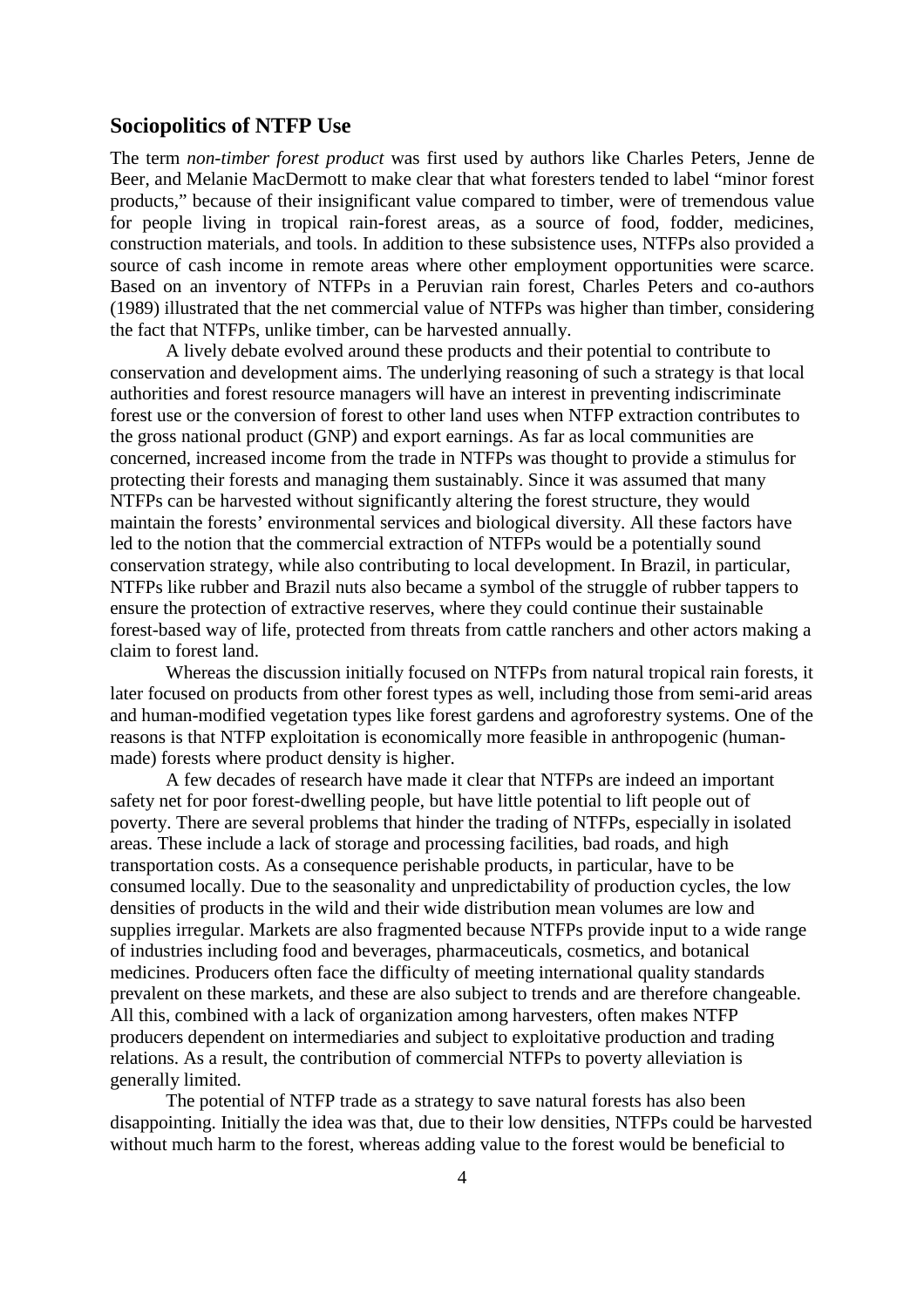## Sociopolitics of NTFP Use

The term *non-timber forest product* was first used by authors like Charles Peters, Jenne de Beer, and Melanie MacDermott to make clear that what foresters tended to label "minor forest products," because of their insignificant value compared to timber, were of tremendous value for people living in tropical rain-forest areas, as a source of food, fodder, medicines, construction materials, and tools. In addition to these subsistence uses, NTFPs also provided a source of cash income in remote areas where other employment opportunities were scarce. Based on an inventory of NTFPs in a Peruvian rain forest, Charles Peters and co-authors (1989) illustrated that the net commercial value of NTFPs was higher than timber, considering the fact that NTFPs, unlike timber, can be harvested annually.

A lively debate evolved around these products and their potential to contribute to conservation and development aims. The underlying reasoning of such a strategy is that local authorities and forest resource managers will have an interest in preventing indiscriminate forest use or the conversion of forest to other land uses when NTFP extraction contributes to the gross national product (GNP) and export earnings. As far as local communities are concerned, increased income from the trade in NTFPs was thought to provide a stimulus for protecting their forests and managing them sustainably. Since it was assumed that many NTFPs can be harvested without significantly altering the forest structure, they would maintain the forests' environmental services and biological diversity. All these factors have led to the notion that the commercial extraction of NTFPs would be a potentially sound conservation strategy, while also contributing to local development. In Brazil, in particular, NTFPs like rubber and Brazil nuts also became a symbol of the struggle of rubber tappers to ensure the protection of extractive reserves, where they could continue their sustainable forest-based way of life, protected from threats from cattle ranchers and other actors making a claim to forest land.

Whereas the discussion initially focused on NTFPs from natural tropical rain forests, it later focused on products from other forest types as well, including those from semi-arid areas and human-modified vegetation types like forest gardens and agroforestry systems. One of the reasons is that NTFP exploitation is economically more feasible in anthropogenic (human-made) forests where product density is higher.

A few decades of research have made it clear that NTFPs are indeed an important safety net for poor forest-dwelling people, but have little potential to lift people out of poverty. There are several problems that hinder the trading of NTFPs, especially in isolated areas. These include a lack of storage and processing facilities, bad roads, and high transportation costs. As a consequence perishable products, in particular, have to be consumed locally. Due to the seasonality and unpredictability of production cycles, the low densities of products in the wild and their wide distribution mean volumes are low and supplies irregular. Markets are also fragmented because NTFPs provide input to a wide range of industries including food and beverages, pharmaceuticals, cosmetics, and botanical medicines. Producers often face the difficulty of meeting international quality standards prevalent on these markets, and these are also subject to trends and are therefore changeable. All this, combined with a lack of organization among harvesters, often makes NTFP producers dependent on intermediaries and subject to exploitative production and trading relations. As a result, the contribution of commercial NTFPs to poverty alleviation is generally limited.

The potential of NTFP trade as a strategy to save natural forests has also been disappointing. Initially the idea was that, due to their low densities, NTFPs could be harvested without much harm to the forest, whereas adding value to the forest would be beneficial to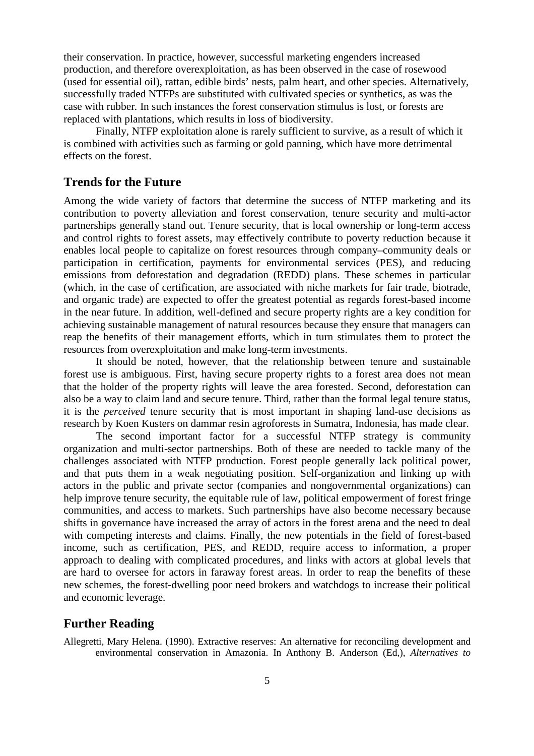their conservation. In practice, however, successful marketing engenders increased production, and therefore overexploitation, as has been observed in the case of rosewood (used for essential oil), rattan, edible birds' nests, palm heart, and other species. Alternatively, successfully traded NTFPs are substituted with cultivated species or synthetics, as was the case with rubber. In such instances the forest conservation stimulus is lost, or forests are replaced with plantations, which results in loss of biodiversity.

Finally, NTFP exploitation alone is rarely sufficient to survive, as a result of which it is combined with activities such as farming or gold panning, which have more detrimental effects on the forest.

## Trends for the Future

Among the wide variety of factors that determine the success of NTFP marketing and its contribution to poverty alleviation and forest conservation, tenure security and multi-actor partnerships generally stand out. Tenure security, that is local ownership or long-term access and control rights to forest assets, may effectively contribute to poverty reduction because it enables local people to capitalize on forest resources through company–community deals or participation in certification, payments for environmental services (PES), and reducing emissions from deforestation and degradation (REDD) plans. These schemes in particular (which, in the case of certification, are associated with niche markets for fair trade, biotrade, and organic trade) are expected to offer the greatest potential as regards forest-based income in the near future. In addition, well-defined and secure property rights are a key condition for achieving sustainable management of natural resources because they ensure that managers can reap the benefits of their management efforts, which in turn stimulates them to protect the resources from overexploitation and make long-term investments.

It should be noted, however, that the relationship between tenure and sustainable forest use is ambiguous. First, having secure property rights to a forest area does not mean that the holder of the property rights will leave the area forested. Second, deforestation can also be a way to claim land and secure tenure. Third, rather than the formal legal tenure status, it is the *perceived* tenure security that is most important in shaping land-use decisions as research by Koen Kusters on dammar resin agroforests in Sumatra, Indonesia, has made clear.

The second important factor for a successful NTFP strategy is community organization and multi-sector partnerships. Both of these are needed to tackle many of the challenges associated with NTFP production. Forest people generally lack political power, and that puts them in a weak negotiating position. Self-organization and linking up with actors in the public and private sector (companies and nongovernmental organizations) can help improve tenure security, the equitable rule of law, political empowerment of forest fringe communities, and access to markets. Such partnerships have also become necessary because shifts in governance have increased the array of actors in the forest arena and the need to deal with competing interests and claims. Finally, the new potentials in the field of forest-based income, such as certification, PES, and REDD, require access to information, a proper approach to dealing with complicated procedures, and links with actors at global levels that are hard to oversee for actors in faraway forest areas. In order to reap the benefits of these new schemes, the forest-dwelling poor need brokers and watchdogs to increase their political and economic leverage.

## Further Reading

Allegretti, Mary Helena. (1990). Extractive reserves: An alternative for reconciling development and environmental conservation in Amazonia. In Anthony B. Anderson (Ed,), *Alternatives to*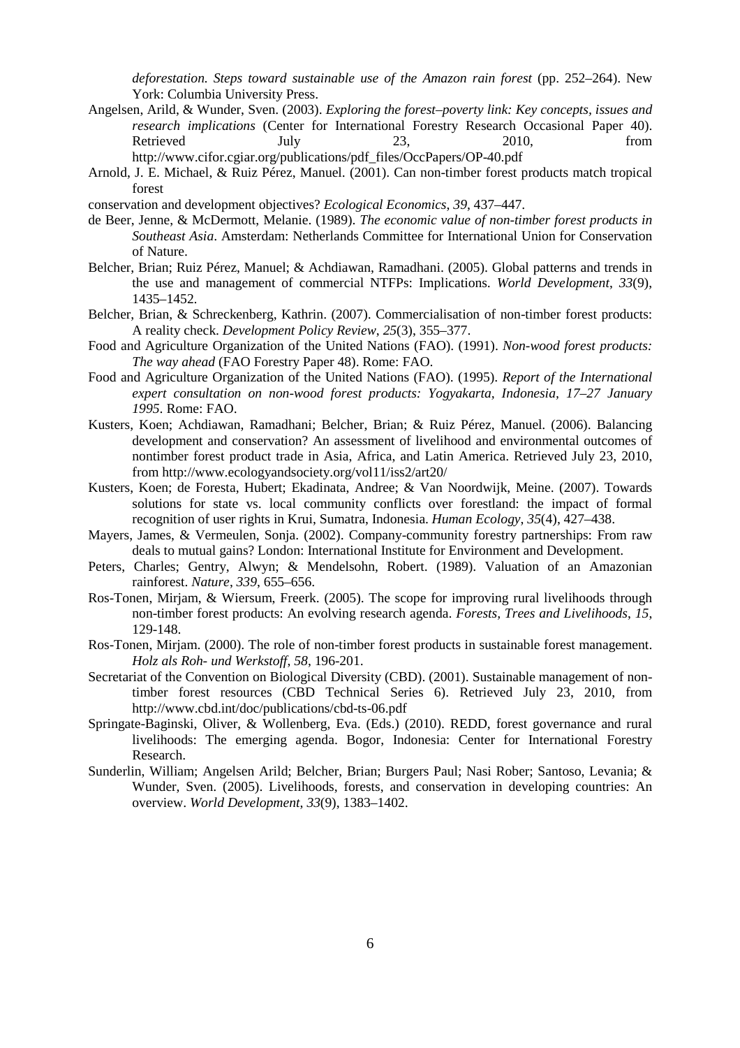*deforestation. Steps toward sustainable use of the Amazon rain forest* (pp. 252–264). New York: Columbia University Press.

Angelsen, Arild, & Wunder, Sven. (2003). *Exploring the forest–poverty link: Key concepts, issues and research implications* (Center for International Forestry Research Occasional Paper 40). Retrieved July 23, 2010, from http://www.cifor.cgiar.org/publications/pdf_files/OccPapers/OP-40.pdf

Arnold, J. E. Michael, & Ruiz Pérez, Manuel. (2001). Can non-timber forest products match tropical forest

conservation and development objectives? *Ecological Economics*, *39*, 437–447.

de Beer, Jenne, & McDermott, Melanie. (1989). *The economic value of non-timber forest products in Southeast Asia*. Amsterdam: Netherlands Committee for International Union for Conservation of Nature.

Belcher, Brian; Ruiz Pérez, Manuel; & Achdiawan, Ramadhani. (2005). Global patterns and trends in the use and management of commercial NTFPs: Implications. *World Development*, *33*(9), 1435–1452.

Belcher, Brian, & Schreckenberg, Kathrin. (2007). Commercialisation of non-timber forest products: A reality check. *Development Policy Review*, *25*(3), 355–377.

Food and Agriculture Organization of the United Nations (FAO). (1991). *Non-wood forest products: The way ahead* (FAO Forestry Paper 48). Rome: FAO.

Food and Agriculture Organization of the United Nations (FAO). (1995). *Report of the International expert consultation on non-wood forest products: Yogyakarta, Indonesia, 17–27 January 1995*. Rome: FAO.

Kusters, Koen; Achdiawan, Ramadhani; Belcher, Brian; & Ruiz Pérez, Manuel. (2006). Balancing development and conservation? An assessment of livelihood and environmental outcomes of nontimber forest product trade in Asia, Africa, and Latin America. Retrieved July 23, 2010, from http://www.ecologyandsociety.org/vol11/iss2/art20/

Kusters, Koen; de Foresta, Hubert; Ekadinata, Andree; & Van Noordwijk, Meine. (2007). Towards solutions for state vs. local community conflicts over forestland: the impact of formal recognition of user rights in Krui, Sumatra, Indonesia. *Human Ecology*, *35*(4), 427–438.

Mayers, James, & Vermeulen, Sonja. (2002). Company-community forestry partnerships: From raw deals to mutual gains? London: International Institute for Environment and Development.

Peters, Charles; Gentry, Alwyn; & Mendelsohn, Robert. (1989). Valuation of an Amazonian rainforest. *Nature*, *339*, 655–656.

Ros-Tonen, Mirjam, & Wiersum, Freerk. (2005). The scope for improving rural livelihoods through non-timber forest products: An evolving research agenda. *Forests, Trees and Livelihoods*, *15*, 129-148.

Ros-Tonen, Mirjam. (2000). The role of non-timber forest products in sustainable forest management. *Holz als Roh- und Werkstoff*, *58*, 196-201.

Secretariat of the Convention on Biological Diversity (CBD). (2001). Sustainable management of non-timber forest resources (CBD Technical Series 6). Retrieved July 23, 2010, from http://www.cbd.int/doc/publications/cbd-ts-06.pdf

Springate-Baginski, Oliver, & Wollenberg, Eva. (Eds.) (2010). REDD, forest governance and rural livelihoods: The emerging agenda. Bogor, Indonesia: Center for International Forestry Research.

Sunderlin, William; Angelsen Arild; Belcher, Brian; Burgers Paul; Nasi Rober; Santoso, Levania; & Wunder, Sven. (2005). Livelihoods, forests, and conservation in developing countries: An overview. *World Development*, *33*(9), 1383–1402.